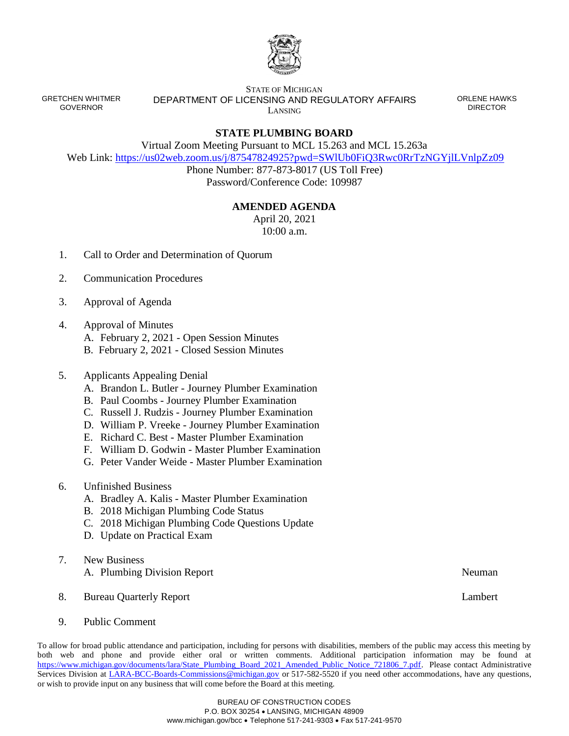GRETCHEN WHITMER
GOVERNOR

STATE OF MICHIGAN
DEPARTMENT OF LICENSING AND REGULATORY AFFAIRS
LANSING

ORLENE HAWKS
DIRECTOR

# STATE PLUMBING BOARD

Virtual Zoom Meeting Pursuant to MCL 15.263 and MCL 15.263a
Web Link: https://us02web.zoom.us/j/87547824925?pwd=SWlUb0FiQ3Rwc0RrTzNGYjlLVnlpZz09
Phone Number: 877-873-8017 (US Toll Free)
Password/Conference Code: 109987

## AMENDED AGENDA

April 20, 2021
10:00 a.m.

1. Call to Order and Determination of Quorum

2. Communication Procedures

3. Approval of Agenda

4. Approval of Minutes
   A. February 2, 2021 - Open Session Minutes
   B. February 2, 2021 - Closed Session Minutes

5. Applicants Appealing Denial
   A. Brandon L. Butler - Journey Plumber Examination
   B. Paul Coombs - Journey Plumber Examination
   C. Russell J. Rudzis - Journey Plumber Examination
   D. William P. Vreeke - Journey Plumber Examination
   E. Richard C. Best - Master Plumber Examination
   F. William D. Godwin - Master Plumber Examination
   G. Peter Vander Weide - Master Plumber Examination

6. Unfinished Business
   A. Bradley A. Kalis - Master Plumber Examination
   B. 2018 Michigan Plumbing Code Status
   C. 2018 Michigan Plumbing Code Questions Update
   D. Update on Practical Exam

7. New Business
   A. Plumbing Division Report — Neuman

8. Bureau Quarterly Report — Lambert

9. Public Comment

To allow for broad public attendance and participation, including for persons with disabilities, members of the public may access this meeting by both web and phone and provide either oral or written comments. Additional participation information may be found at https://www.michigan.gov/documents/lara/State_Plumbing_Board_2021_Amended_Public_Notice_721806_7.pdf. Please contact Administrative Services Division at LARA-BCC-Boards-Commissions@michigan.gov or 517-582-5520 if you need other accommodations, have any questions, or wish to provide input on any business that will come before the Board at this meeting.

BUREAU OF CONSTRUCTION CODES
P.O. BOX 30254 • LANSING, MICHIGAN 48909
www.michigan.gov/bcc • Telephone 517-241-9303 • Fax 517-241-9570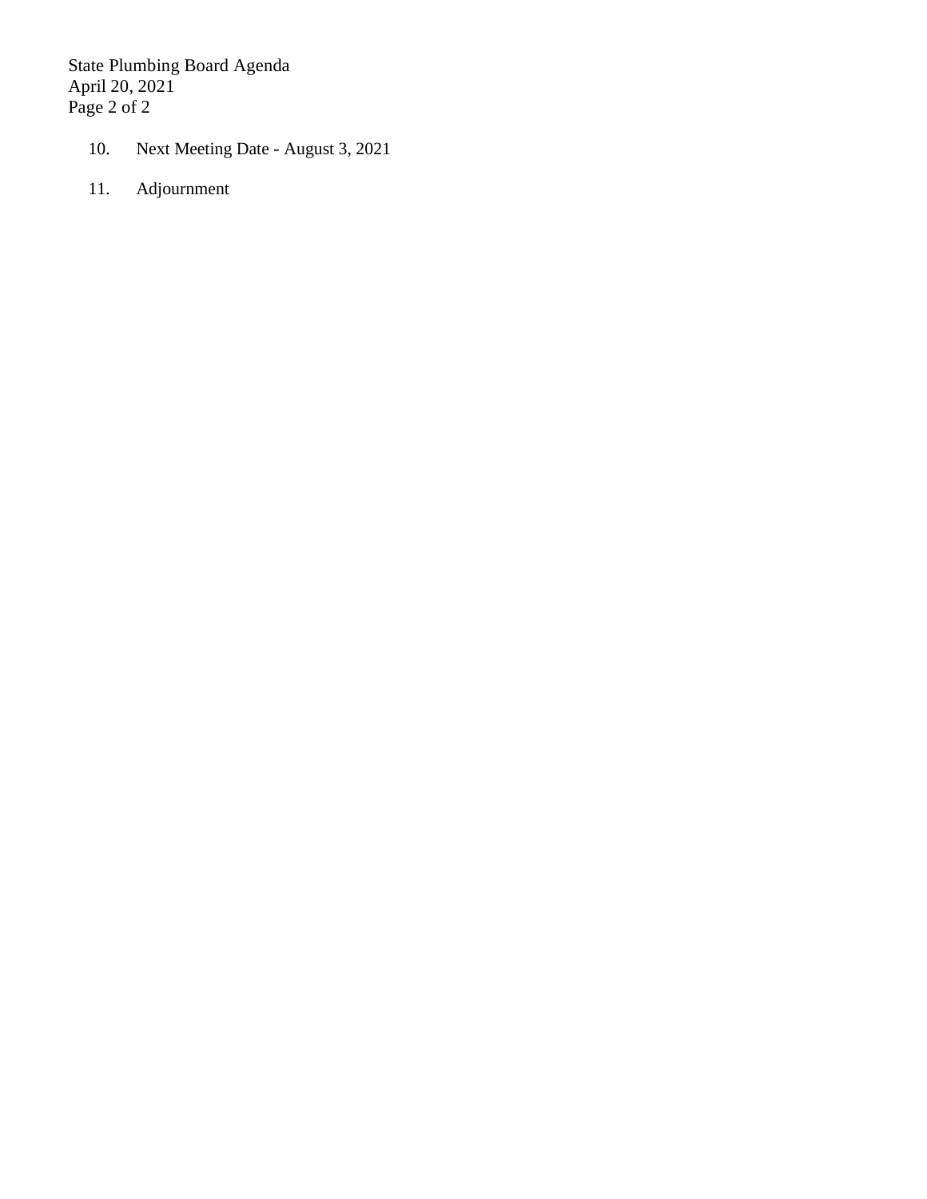10. Next Meeting Date - August 3, 2021

11. Adjournment